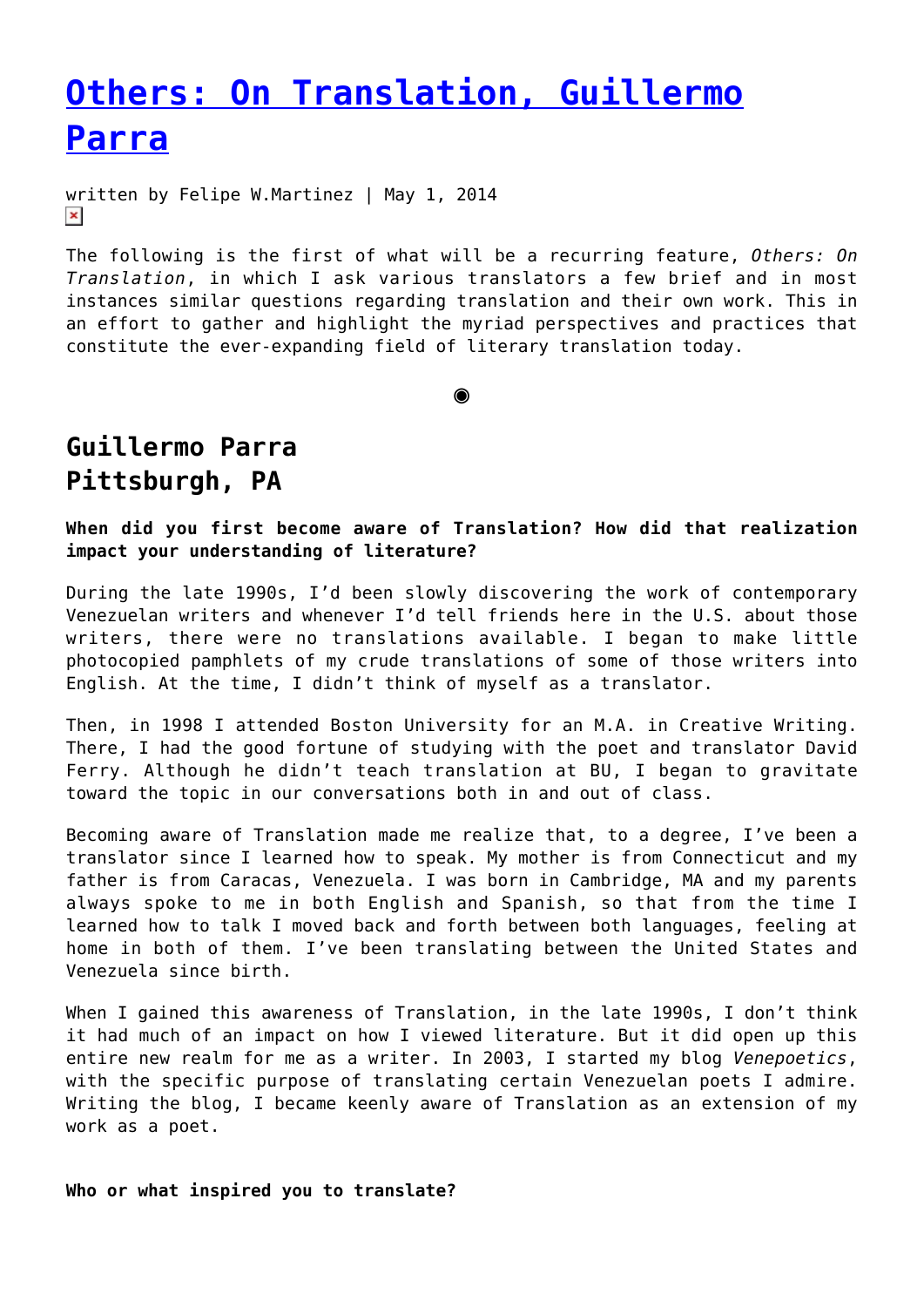# [Others: On Translation, Guillermo Parra]()

written by Felipe W.Martinez | May 1, 2014

The following is the first of what will be a recurring feature, *Others: On Translation*, in which I ask various translators a few brief and in most instances similar questions regarding translation and their own work. This in an effort to gather and highlight the myriad perspectives and practices that constitute the ever-expanding field of literary translation today.

◉

## Guillermo Parra
## Pittsburgh, PA

**When did you first become aware of Translation? How did that realization impact your understanding of literature?**

During the late 1990s, I'd been slowly discovering the work of contemporary Venezuelan writers and whenever I'd tell friends here in the U.S. about those writers, there were no translations available. I began to make little photocopied pamphlets of my crude translations of some of those writers into English. At the time, I didn't think of myself as a translator.

Then, in 1998 I attended Boston University for an M.A. in Creative Writing. There, I had the good fortune of studying with the poet and translator David Ferry. Although he didn't teach translation at BU, I began to gravitate toward the topic in our conversations both in and out of class.

Becoming aware of Translation made me realize that, to a degree, I've been a translator since I learned how to speak. My mother is from Connecticut and my father is from Caracas, Venezuela. I was born in Cambridge, MA and my parents always spoke to me in both English and Spanish, so that from the time I learned how to talk I moved back and forth between both languages, feeling at home in both of them. I've been translating between the United States and Venezuela since birth.

When I gained this awareness of Translation, in the late 1990s, I don't think it had much of an impact on how I viewed literature. But it did open up this entire new realm for me as a writer. In 2003, I started my blog *Venepoetics*, with the specific purpose of translating certain Venezuelan poets I admire. Writing the blog, I became keenly aware of Translation as an extension of my work as a poet.

**Who or what inspired you to translate?**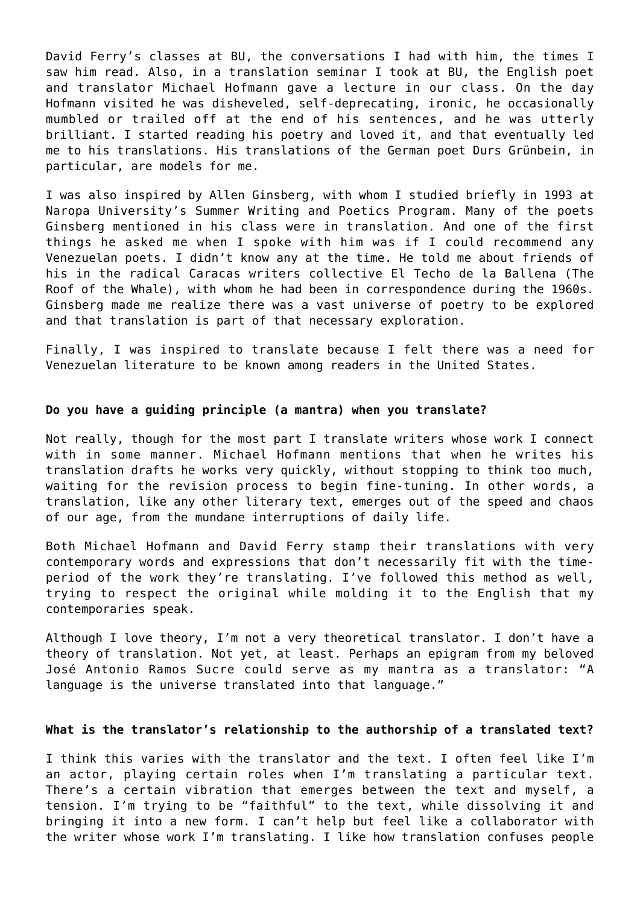David Ferry's classes at BU, the conversations I had with him, the times I saw him read. Also, in a translation seminar I took at BU, the English poet and translator Michael Hofmann gave a lecture in our class. On the day Hofmann visited he was disheveled, self-deprecating, ironic, he occasionally mumbled or trailed off at the end of his sentences, and he was utterly brilliant. I started reading his poetry and loved it, and that eventually led me to his translations. His translations of the German poet Durs Grünbein, in particular, are models for me.

I was also inspired by Allen Ginsberg, with whom I studied briefly in 1993 at Naropa University's Summer Writing and Poetics Program. Many of the poets Ginsberg mentioned in his class were in translation. And one of the first things he asked me when I spoke with him was if I could recommend any Venezuelan poets. I didn't know any at the time. He told me about friends of his in the radical Caracas writers collective El Techo de la Ballena (The Roof of the Whale), with whom he had been in correspondence during the 1960s. Ginsberg made me realize there was a vast universe of poetry to be explored and that translation is part of that necessary exploration.

Finally, I was inspired to translate because I felt there was a need for Venezuelan literature to be known among readers in the United States.

**Do you have a guiding principle (a mantra) when you translate?**

Not really, though for the most part I translate writers whose work I connect with in some manner. Michael Hofmann mentions that when he writes his translation drafts he works very quickly, without stopping to think too much, waiting for the revision process to begin fine-tuning. In other words, a translation, like any other literary text, emerges out of the speed and chaos of our age, from the mundane interruptions of daily life.

Both Michael Hofmann and David Ferry stamp their translations with very contemporary words and expressions that don't necessarily fit with the time-period of the work they're translating. I've followed this method as well, trying to respect the original while molding it to the English that my contemporaries speak.

Although I love theory, I'm not a very theoretical translator. I don't have a theory of translation. Not yet, at least. Perhaps an epigram from my beloved José Antonio Ramos Sucre could serve as my mantra as a translator: "A language is the universe translated into that language."

**What is the translator's relationship to the authorship of a translated text?**

I think this varies with the translator and the text. I often feel like I'm an actor, playing certain roles when I'm translating a particular text. There's a certain vibration that emerges between the text and myself, a tension. I'm trying to be "faithful" to the text, while dissolving it and bringing it into a new form. I can't help but feel like a collaborator with the writer whose work I'm translating. I like how translation confuses people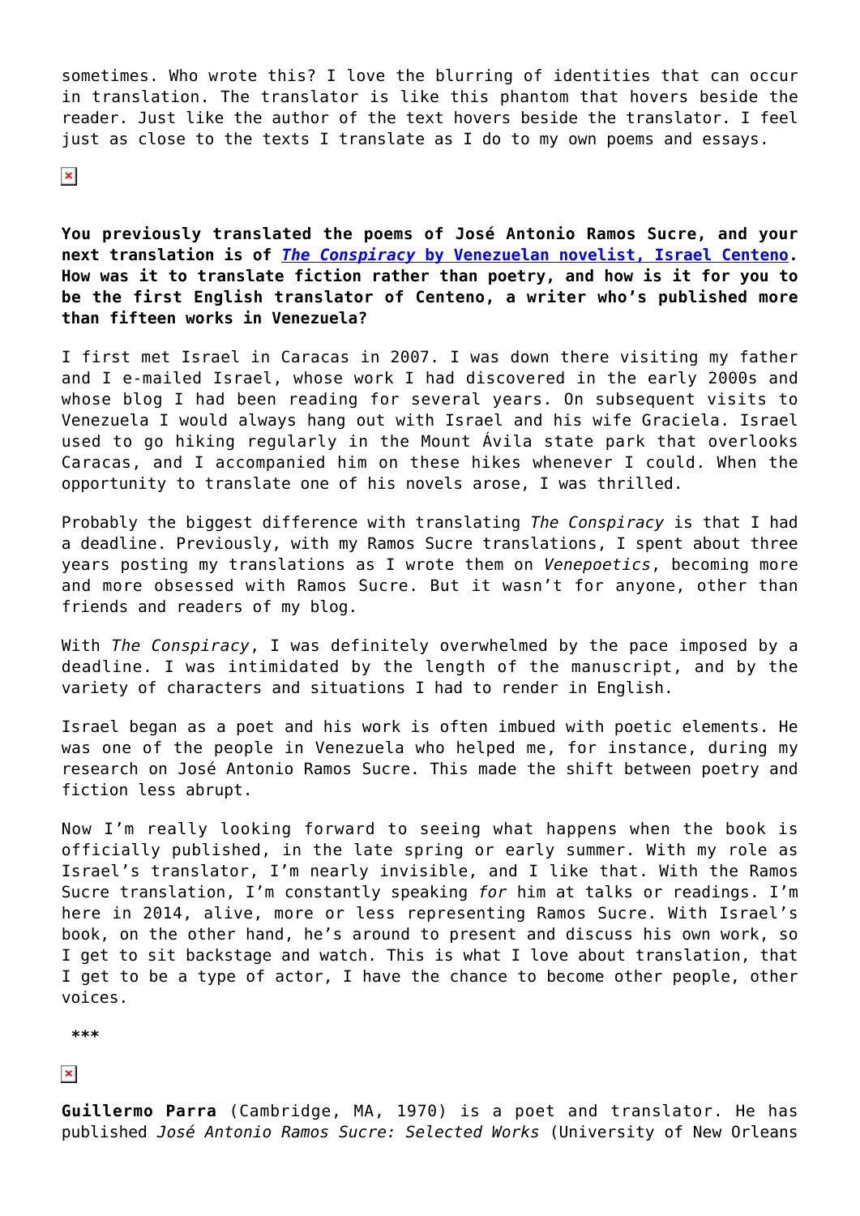sometimes. Who wrote this? I love the blurring of identities that can occur in translation. The translator is like this phantom that hovers beside the reader. Just like the author of the text hovers beside the translator. I feel just as close to the texts I translate as I do to my own poems and essays.

**You previously translated the poems of José Antonio Ramos Sucre, and your next translation is of *The Conspiracy* by Venezuelan novelist, Israel Centeno. How was it to translate fiction rather than poetry, and how is it for you to be the first English translator of Centeno, a writer who's published more than fifteen works in Venezuela?**

I first met Israel in Caracas in 2007. I was down there visiting my father and I e-mailed Israel, whose work I had discovered in the early 2000s and whose blog I had been reading for several years. On subsequent visits to Venezuela I would always hang out with Israel and his wife Graciela. Israel used to go hiking regularly in the Mount Ávila state park that overlooks Caracas, and I accompanied him on these hikes whenever I could. When the opportunity to translate one of his novels arose, I was thrilled.

Probably the biggest difference with translating *The Conspiracy* is that I had a deadline. Previously, with my Ramos Sucre translations, I spent about three years posting my translations as I wrote them on *Venepoetics*, becoming more and more obsessed with Ramos Sucre. But it wasn't for anyone, other than friends and readers of my blog.

With *The Conspiracy*, I was definitely overwhelmed by the pace imposed by a deadline. I was intimidated by the length of the manuscript, and by the variety of characters and situations I had to render in English.

Israel began as a poet and his work is often imbued with poetic elements. He was one of the people in Venezuela who helped me, for instance, during my research on José Antonio Ramos Sucre. This made the shift between poetry and fiction less abrupt.

Now I'm really looking forward to seeing what happens when the book is officially published, in the late spring or early summer. With my role as Israel's translator, I'm nearly invisible, and I like that. With the Ramos Sucre translation, I'm constantly speaking *for* him at talks or readings. I'm here in 2014, alive, more or less representing Ramos Sucre. With Israel's book, on the other hand, he's around to present and discuss his own work, so I get to sit backstage and watch. This is what I love about translation, that I get to be a type of actor, I have the chance to become other people, other voices.

***

**Guillermo Parra** (Cambridge, MA, 1970) is a poet and translator. He has published *José Antonio Ramos Sucre: Selected Works* (University of New Orleans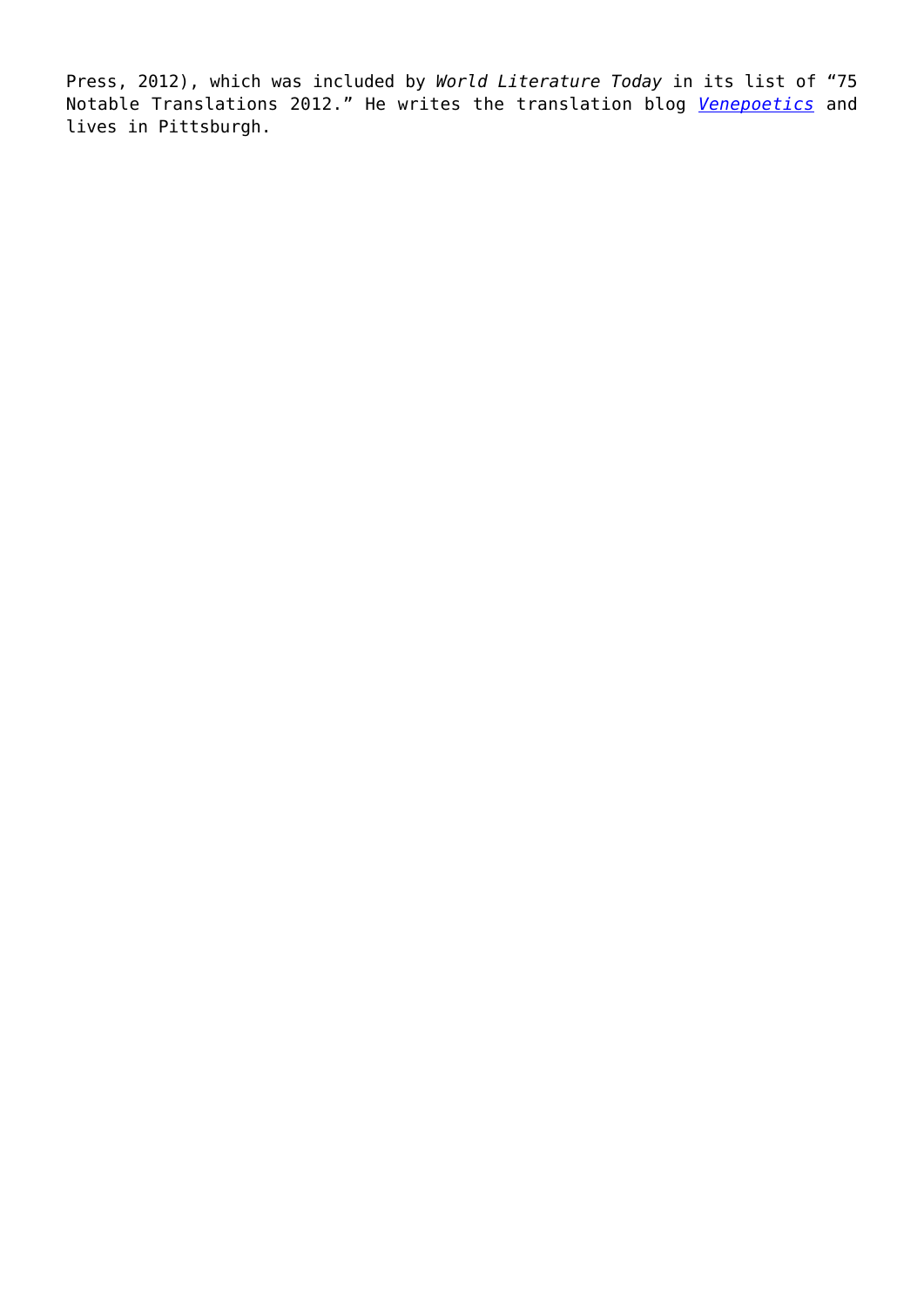Press, 2012), which was included by *World Literature Today* in its list of “75 Notable Translations 2012.” He writes the translation blog [*Venepoetics*] and lives in Pittsburgh.